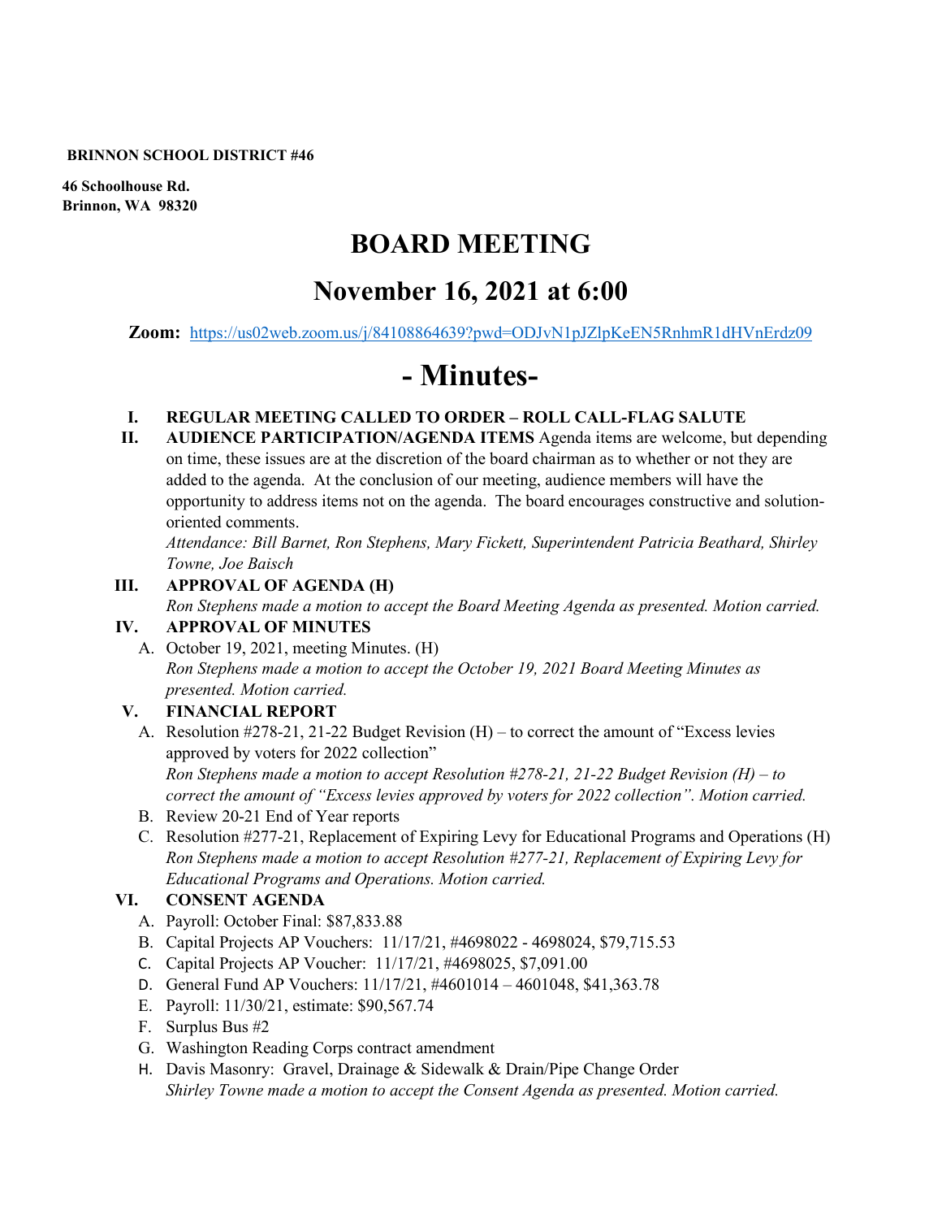**BRINNON SCHOOL DISTRICT #46**

**46 Schoolhouse Rd.**
**Brinnon, WA 98320**

# BOARD MEETING

## November 16, 2021 at 6:00

**Zoom:** https://us02web.zoom.us/j/84108864639?pwd=ODJvN1pJZlpKeEN5RnhmR1dHVnErdz09

# - Minutes-

**I. REGULAR MEETING CALLED TO ORDER – ROLL CALL-FLAG SALUTE**

**II. AUDIENCE PARTICIPATION/AGENDA ITEMS** Agenda items are welcome, but depending on time, these issues are at the discretion of the board chairman as to whether or not they are added to the agenda. At the conclusion of our meeting, audience members will have the opportunity to address items not on the agenda. The board encourages constructive and solution-oriented comments.

*Attendance: Bill Barnet, Ron Stephens, Mary Fickett, Superintendent Patricia Beathard, Shirley Towne, Joe Baisch*

**III. APPROVAL OF AGENDA (H)**

*Ron Stephens made a motion to accept the Board Meeting Agenda as presented. Motion carried.*

**IV. APPROVAL OF MINUTES**

A. October 19, 2021, meeting Minutes. (H)
*Ron Stephens made a motion to accept the October 19, 2021 Board Meeting Minutes as presented. Motion carried.*

**V. FINANCIAL REPORT**

A. Resolution #278-21, 21-22 Budget Revision (H) – to correct the amount of "Excess levies approved by voters for 2022 collection"
*Ron Stephens made a motion to accept Resolution #278-21, 21-22 Budget Revision (H) – to correct the amount of "Excess levies approved by voters for 2022 collection". Motion carried.*

B. Review 20-21 End of Year reports

C. Resolution #277-21, Replacement of Expiring Levy for Educational Programs and Operations (H)
*Ron Stephens made a motion to accept Resolution #277-21, Replacement of Expiring Levy for Educational Programs and Operations. Motion carried.*

**VI. CONSENT AGENDA**

A. Payroll: October Final: $87,833.88
B. Capital Projects AP Vouchers: 11/17/21, #4698022 - 4698024, $79,715.53
C. Capital Projects AP Voucher: 11/17/21, #4698025, $7,091.00
D. General Fund AP Vouchers: 11/17/21, #4601014 – 4601048, $41,363.78
E. Payroll: 11/30/21, estimate: $90,567.74
F. Surplus Bus #2
G. Washington Reading Corps contract amendment
H. Davis Masonry: Gravel, Drainage & Sidewalk & Drain/Pipe Change Order
*Shirley Towne made a motion to accept the Consent Agenda as presented. Motion carried.*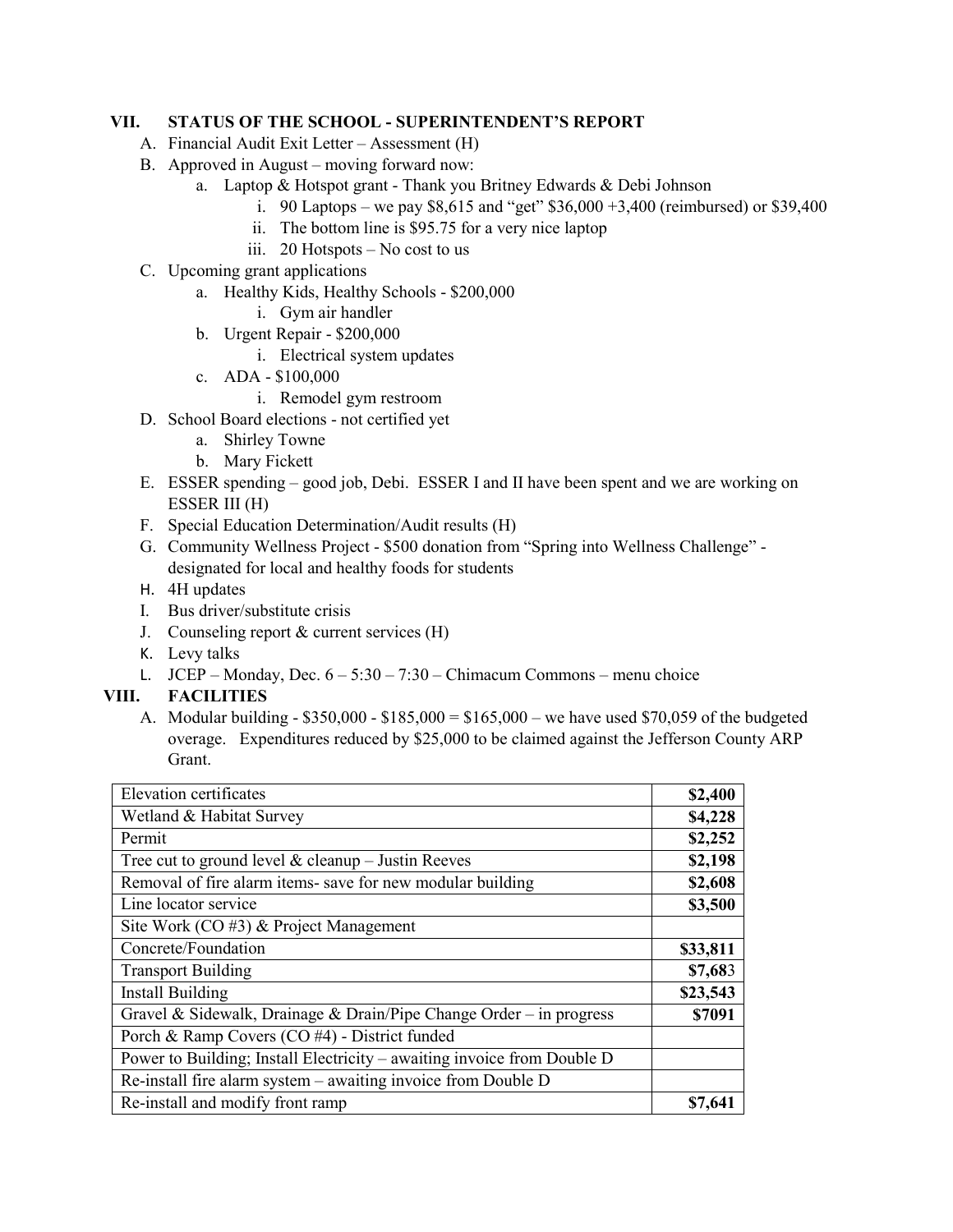## VII. STATUS OF THE SCHOOL - SUPERINTENDENT'S REPORT

A. Financial Audit Exit Letter – Assessment (H)

B. Approved in August – moving forward now:
   - a. Laptop & Hotspot grant - Thank you Britney Edwards & Debi Johnson
     - i. 90 Laptops – we pay $8,615 and "get" $36,000 +3,400 (reimbursed) or $39,400
     - ii. The bottom line is $95.75 for a very nice laptop
     - iii. 20 Hotspots – No cost to us

C. Upcoming grant applications
   - a. Healthy Kids, Healthy Schools - $200,000
     - i. Gym air handler
   - b. Urgent Repair - $200,000
     - i. Electrical system updates
   - c. ADA - $100,000
     - i. Remodel gym restroom

D. School Board elections - not certified yet
   - a. Shirley Towne
   - b. Mary Fickett

E. ESSER spending – good job, Debi. ESSER I and II have been spent and we are working on ESSER III (H)

F. Special Education Determination/Audit results (H)

G. Community Wellness Project - $500 donation from "Spring into Wellness Challenge" - designated for local and healthy foods for students

H. 4H updates

I. Bus driver/substitute crisis

J. Counseling report & current services (H)

K. Levy talks

L. JCEP – Monday, Dec. 6 – 5:30 – 7:30 – Chimacum Commons – menu choice

## VIII. FACILITIES

A. Modular building - $350,000 - $185,000 = $165,000 – we have used $70,059 of the budgeted overage. Expenditures reduced by $25,000 to be claimed against the Jefferson County ARP Grant.

| Item | Amount |
|---|---|
| Elevation certificates | **$2,400** |
| Wetland & Habitat Survey | **$4,228** |
| Permit | **$2,252** |
| Tree cut to ground level & cleanup – Justin Reeves | **$2,198** |
| Removal of fire alarm items- save for new modular building | **$2,608** |
| Line locator service | **$3,500** |
| Site Work (CO #3) & Project Management | |
| Concrete/Foundation | **$33,811** |
| Transport Building | **$7,68**3 |
| Install Building | **$23,543** |
| Gravel & Sidewalk, Drainage & Drain/Pipe Change Order – in progress | **$7091** |
| Porch & Ramp Covers (CO #4) - District funded | |
| Power to Building; Install Electricity – awaiting invoice from Double D | |
| Re-install fire alarm system – awaiting invoice from Double D | |
| Re-install and modify front ramp | **$7,641** |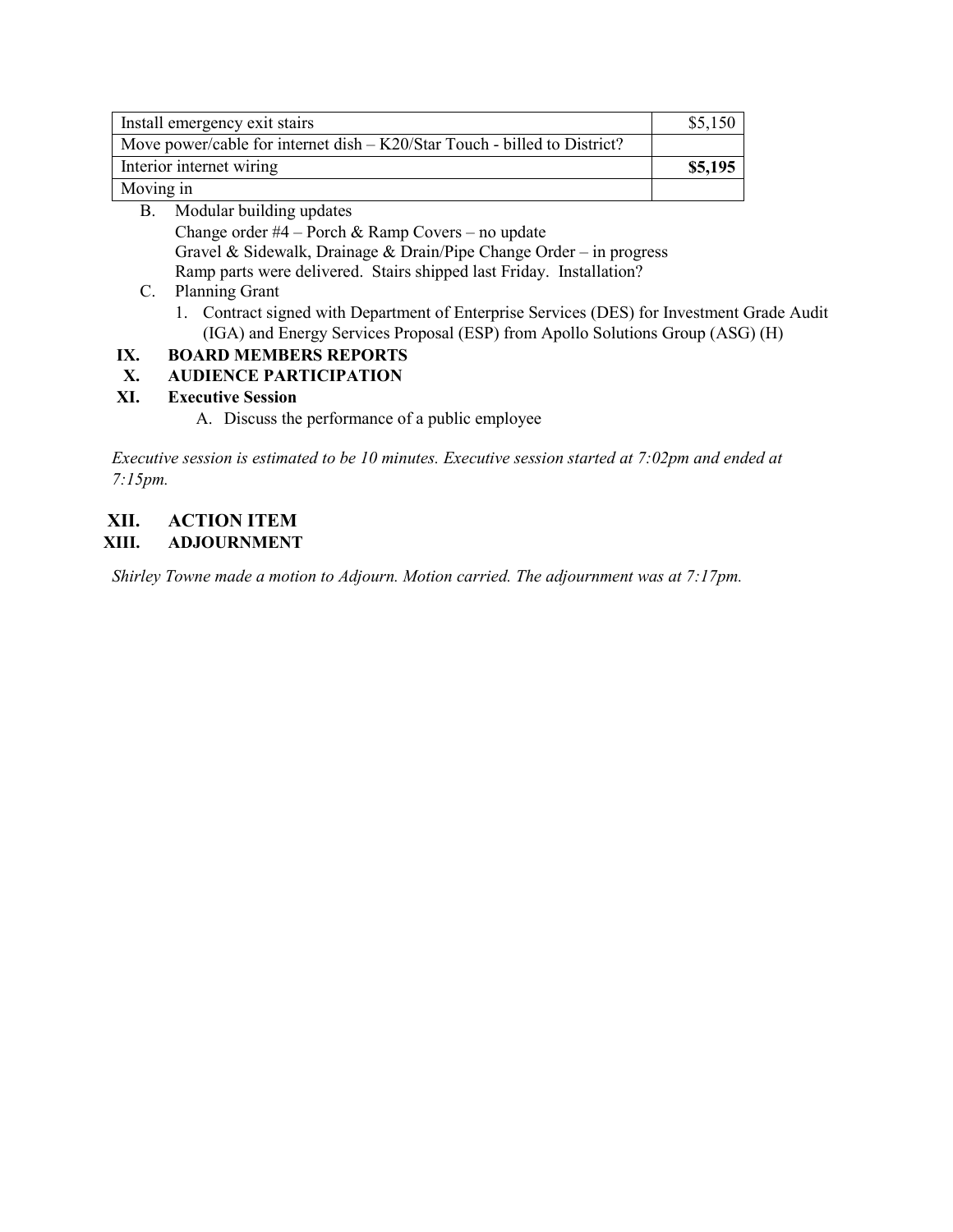| | |
|---|---|
| Install emergency exit stairs | $5,150 |
| Move power/cable for internet dish – K20/Star Touch - billed to District? | |
| Interior internet wiring | **$5,195** |
| Moving in | |

B. Modular building updates
   Change order #4 – Porch & Ramp Covers – no update
   Gravel & Sidewalk, Drainage & Drain/Pipe Change Order – in progress
   Ramp parts were delivered. Stairs shipped last Friday. Installation?

C. Planning Grant
   1. Contract signed with Department of Enterprise Services (DES) for Investment Grade Audit (IGA) and Energy Services Proposal (ESP) from Apollo Solutions Group (ASG) (H)

**IX. BOARD MEMBERS REPORTS**

**X. AUDIENCE PARTICIPATION**

**XI. Executive Session**

A. Discuss the performance of a public employee

*Executive session is estimated to be 10 minutes. Executive session started at 7:02pm and ended at 7:15pm.*

**XII. ACTION ITEM**

**XIII. ADJOURNMENT**

*Shirley Towne made a motion to Adjourn. Motion carried. The adjournment was at 7:17pm.*